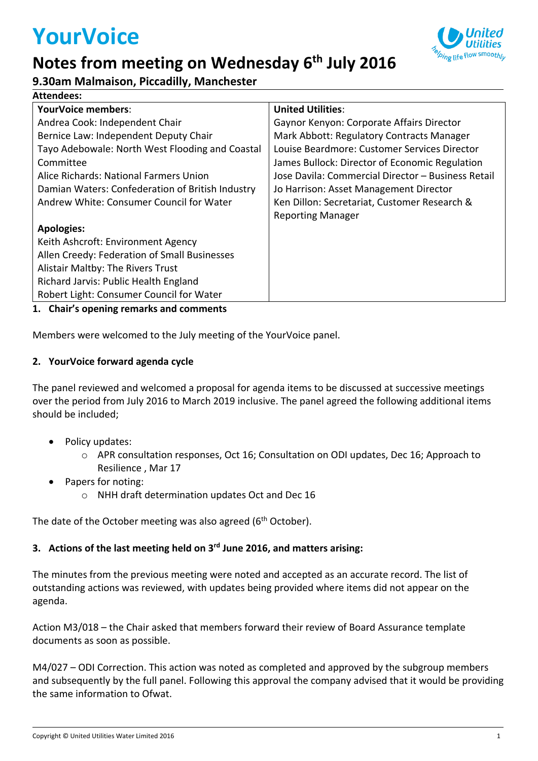# YourVoice

## Notes from meeting on Wednesday 6th July 2016

### 9.30am Malmaison, Piccadilly, Manchester

**Attendees:**

| **YourVoice members**: | **United Utilities**: |
|---|---|
| Andrea Cook: Independent Chair<br>Bernice Law: Independent Deputy Chair<br>Tayo Adebowale: North West Flooding and Coastal Committee<br>Alice Richards: National Farmers Union<br>Damian Waters: Confederation of British Industry<br>Andrew White: Consumer Council for Water<br><br>**Apologies:**<br>Keith Ashcroft: Environment Agency<br>Allen Creedy: Federation of Small Businesses<br>Alistair Maltby: The Rivers Trust<br>Richard Jarvis: Public Health England<br>Robert Light: Consumer Council for Water | Gaynor Kenyon: Corporate Affairs Director<br>Mark Abbott: Regulatory Contracts Manager<br>Louise Beardmore: Customer Services Director<br>James Bullock: Director of Economic Regulation<br>Jose Davila: Commercial Director – Business Retail<br>Jo Harrison: Asset Management Director<br>Ken Dillon: Secretariat, Customer Research & Reporting Manager |

**1. Chair's opening remarks and comments**

Members were welcomed to the July meeting of the YourVoice panel.

**2. YourVoice forward agenda cycle**

The panel reviewed and welcomed a proposal for agenda items to be discussed at successive meetings over the period from July 2016 to March 2019 inclusive. The panel agreed the following additional items should be included;

- Policy updates:
  - APR consultation responses, Oct 16; Consultation on ODI updates, Dec 16; Approach to Resilience , Mar 17
- Papers for noting:
  - NHH draft determination updates Oct and Dec 16

The date of the October meeting was also agreed (6th October).

**3. Actions of the last meeting held on 3rd June 2016, and matters arising:**

The minutes from the previous meeting were noted and accepted as an accurate record. The list of outstanding actions was reviewed, with updates being provided where items did not appear on the agenda.

Action M3/018 – the Chair asked that members forward their review of Board Assurance template documents as soon as possible.

M4/027 – ODI Correction. This action was noted as completed and approved by the subgroup members and subsequently by the full panel. Following this approval the company advised that it would be providing the same information to Ofwat.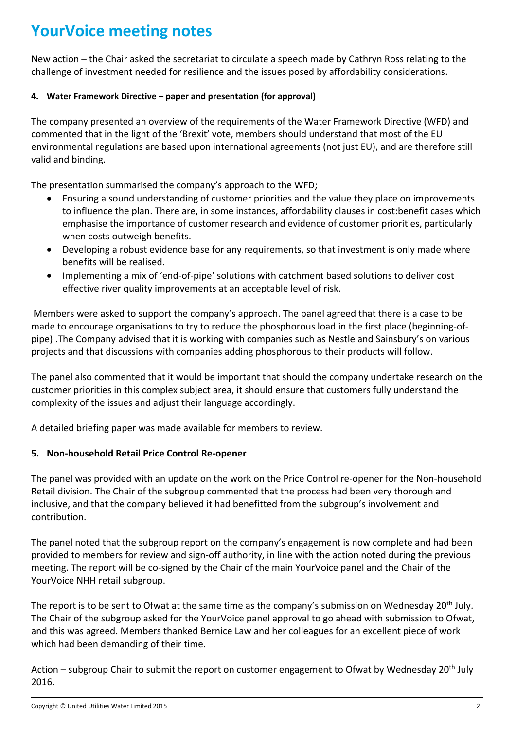# YourVoice meeting notes

New action – the Chair asked the secretariat to circulate a speech made by Cathryn Ross relating to the challenge of investment needed for resilience and the issues posed by affordability considerations.

**4. Water Framework Directive – paper and presentation (for approval)**

The company presented an overview of the requirements of the Water Framework Directive (WFD) and commented that in the light of the 'Brexit' vote, members should understand that most of the EU environmental regulations are based upon international agreements (not just EU), and are therefore still valid and binding.

The presentation summarised the company's approach to the WFD;

- Ensuring a sound understanding of customer priorities and the value they place on improvements to influence the plan. There are, in some instances, affordability clauses in cost:benefit cases which emphasise the importance of customer research and evidence of customer priorities, particularly when costs outweigh benefits.
- Developing a robust evidence base for any requirements, so that investment is only made where benefits will be realised.
- Implementing a mix of 'end-of-pipe' solutions with catchment based solutions to deliver cost effective river quality improvements at an acceptable level of risk.

Members were asked to support the company's approach. The panel agreed that there is a case to be made to encourage organisations to try to reduce the phosphorous load in the first place (beginning-of-pipe) .The Company advised that it is working with companies such as Nestle and Sainsbury's on various projects and that discussions with companies adding phosphorous to their products will follow.

The panel also commented that it would be important that should the company undertake research on the customer priorities in this complex subject area, it should ensure that customers fully understand the complexity of the issues and adjust their language accordingly.

A detailed briefing paper was made available for members to review.

**5. Non-household Retail Price Control Re-opener**

The panel was provided with an update on the work on the Price Control re-opener for the Non-household Retail division. The Chair of the subgroup commented that the process had been very thorough and inclusive, and that the company believed it had benefitted from the subgroup's involvement and contribution.

The panel noted that the subgroup report on the company's engagement is now complete and had been provided to members for review and sign-off authority, in line with the action noted during the previous meeting. The report will be co-signed by the Chair of the main YourVoice panel and the Chair of the YourVoice NHH retail subgroup.

The report is to be sent to Ofwat at the same time as the company's submission on Wednesday 20th July. The Chair of the subgroup asked for the YourVoice panel approval to go ahead with submission to Ofwat, and this was agreed. Members thanked Bernice Law and her colleagues for an excellent piece of work which had been demanding of their time.

Action – subgroup Chair to submit the report on customer engagement to Ofwat by Wednesday 20th July 2016.

Copyright © United Utilities Water Limited 2015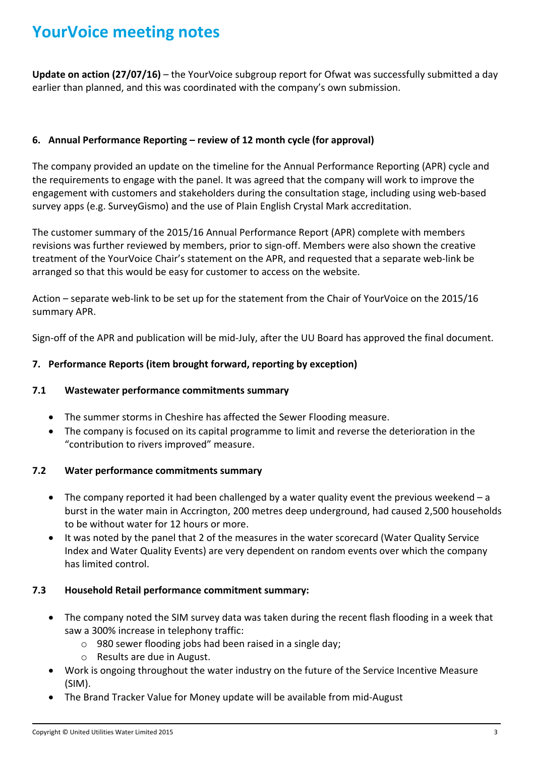# YourVoice meeting notes

**Update on action (27/07/16)** – the YourVoice subgroup report for Ofwat was successfully submitted a day earlier than planned, and this was coordinated with the company's own submission.

## 6. Annual Performance Reporting – review of 12 month cycle (for approval)

The company provided an update on the timeline for the Annual Performance Reporting (APR) cycle and the requirements to engage with the panel. It was agreed that the company will work to improve the engagement with customers and stakeholders during the consultation stage, including using web-based survey apps (e.g. SurveyGismo) and the use of Plain English Crystal Mark accreditation.

The customer summary of the 2015/16 Annual Performance Report (APR) complete with members revisions was further reviewed by members, prior to sign-off. Members were also shown the creative treatment of the YourVoice Chair's statement on the APR, and requested that a separate web-link be arranged so that this would be easy for customer to access on the website.

Action – separate web-link to be set up for the statement from the Chair of YourVoice on the 2015/16 summary APR.

Sign-off of the APR and publication will be mid-July, after the UU Board has approved the final document.

## 7. Performance Reports (item brought forward, reporting by exception)

### 7.1 Wastewater performance commitments summary

- The summer storms in Cheshire has affected the Sewer Flooding measure.
- The company is focused on its capital programme to limit and reverse the deterioration in the "contribution to rivers improved" measure.

### 7.2 Water performance commitments summary

- The company reported it had been challenged by a water quality event the previous weekend – a burst in the water main in Accrington, 200 metres deep underground, had caused 2,500 households to be without water for 12 hours or more.
- It was noted by the panel that 2 of the measures in the water scorecard (Water Quality Service Index and Water Quality Events) are very dependent on random events over which the company has limited control.

### 7.3 Household Retail performance commitment summary:

- The company noted the SIM survey data was taken during the recent flash flooding in a week that saw a 300% increase in telephony traffic:
  - 980 sewer flooding jobs had been raised in a single day;
  - Results are due in August.
- Work is ongoing throughout the water industry on the future of the Service Incentive Measure (SIM).
- The Brand Tracker Value for Money update will be available from mid-August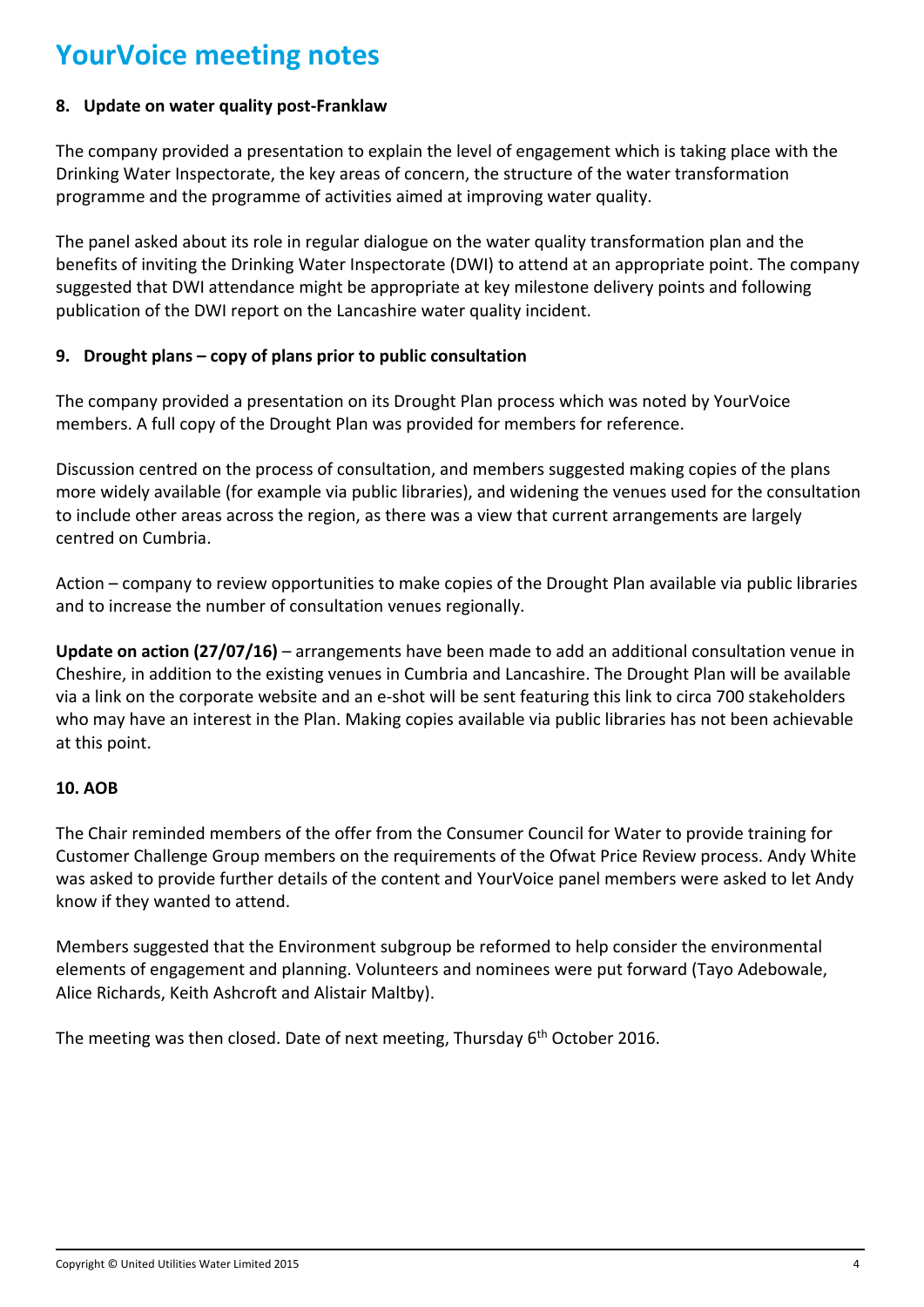# YourVoice meeting notes

**8. Update on water quality post-Franklaw**

The company provided a presentation to explain the level of engagement which is taking place with the Drinking Water Inspectorate, the key areas of concern, the structure of the water transformation programme and the programme of activities aimed at improving water quality.

The panel asked about its role in regular dialogue on the water quality transformation plan and the benefits of inviting the Drinking Water Inspectorate (DWI) to attend at an appropriate point. The company suggested that DWI attendance might be appropriate at key milestone delivery points and following publication of the DWI report on the Lancashire water quality incident.

**9. Drought plans – copy of plans prior to public consultation**

The company provided a presentation on its Drought Plan process which was noted by YourVoice members. A full copy of the Drought Plan was provided for members for reference.

Discussion centred on the process of consultation, and members suggested making copies of the plans more widely available (for example via public libraries), and widening the venues used for the consultation to include other areas across the region, as there was a view that current arrangements are largely centred on Cumbria.

Action – company to review opportunities to make copies of the Drought Plan available via public libraries and to increase the number of consultation venues regionally.

**Update on action (27/07/16)** – arrangements have been made to add an additional consultation venue in Cheshire, in addition to the existing venues in Cumbria and Lancashire. The Drought Plan will be available via a link on the corporate website and an e-shot will be sent featuring this link to circa 700 stakeholders who may have an interest in the Plan. Making copies available via public libraries has not been achievable at this point.

**10. AOB**

The Chair reminded members of the offer from the Consumer Council for Water to provide training for Customer Challenge Group members on the requirements of the Ofwat Price Review process. Andy White was asked to provide further details of the content and YourVoice panel members were asked to let Andy know if they wanted to attend.

Members suggested that the Environment subgroup be reformed to help consider the environmental elements of engagement and planning. Volunteers and nominees were put forward (Tayo Adebowale, Alice Richards, Keith Ashcroft and Alistair Maltby).

The meeting was then closed. Date of next meeting, Thursday 6th October 2016.

Copyright © United Utilities Water Limited 2015